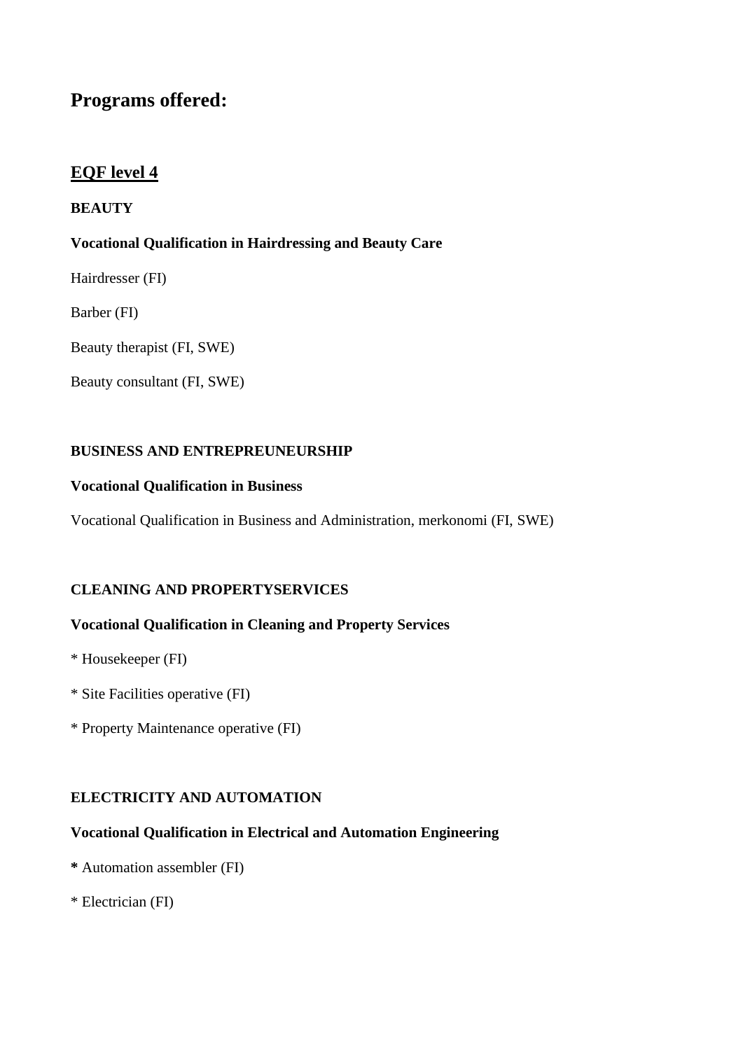# Programs offered:

## EQF level 4

**BEAUTY**

**Vocational Qualification in Hairdressing and Beauty Care**

Hairdresser (FI)

Barber (FI)

Beauty therapist (FI, SWE)

Beauty consultant (FI, SWE)

**BUSINESS AND ENTREPREUNEURSHIP**

**Vocational Qualification in Business**

Vocational Qualification in Business and Administration, merkonomi (FI, SWE)

**CLEANING AND PROPERTYSERVICES**

**Vocational Qualification in Cleaning and Property Services**

* Housekeeper (FI)

* Site Facilities operative (FI)

* Property Maintenance operative (FI)

**ELECTRICITY AND AUTOMATION**

**Vocational Qualification in Electrical and Automation Engineering**

**\*** Automation assembler (FI)

* Electrician (FI)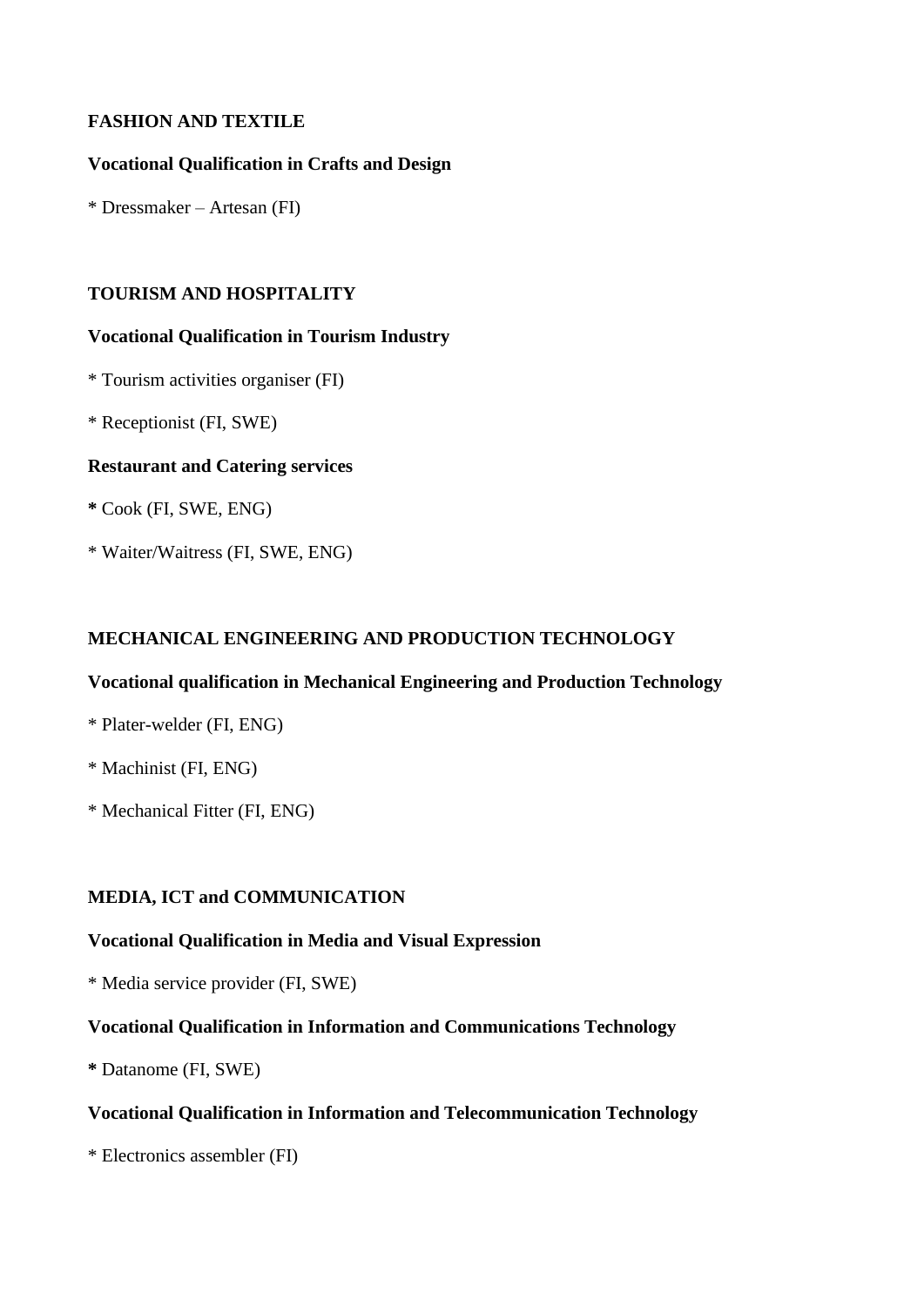**FASHION AND TEXTILE**

**Vocational Qualification in Crafts and Design**

* Dressmaker – Artesan (FI)

**TOURISM AND HOSPITALITY**

**Vocational Qualification in Tourism Industry**

* Tourism activities organiser (FI)

* Receptionist (FI, SWE)

**Restaurant and Catering services**

**\*** Cook (FI, SWE, ENG)

* Waiter/Waitress (FI, SWE, ENG)

**MECHANICAL ENGINEERING AND PRODUCTION TECHNOLOGY**

**Vocational qualification in Mechanical Engineering and Production Technology**

* Plater-welder (FI, ENG)

* Machinist (FI, ENG)

* Mechanical Fitter (FI, ENG)

**MEDIA, ICT and COMMUNICATION**

**Vocational Qualification in Media and Visual Expression**

* Media service provider (FI, SWE)

**Vocational Qualification in Information and Communications Technology**

**\*** Datanome (FI, SWE)

**Vocational Qualification in Information and Telecommunication Technology**

* Electronics assembler (FI)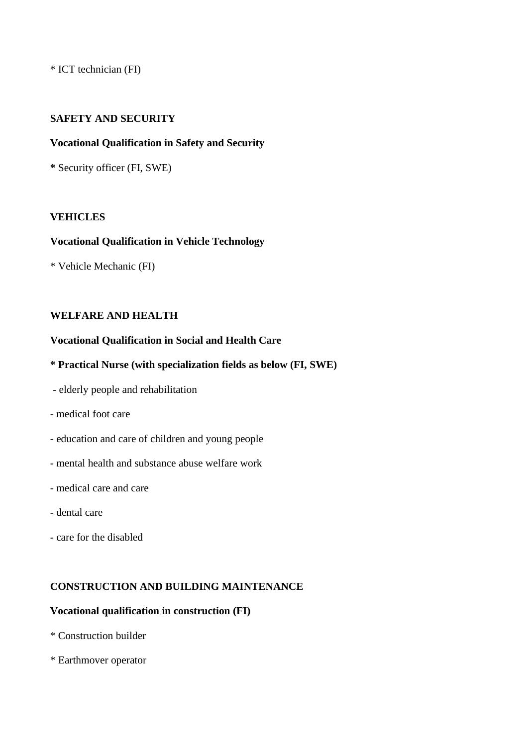* ICT technician (FI)

**SAFETY AND SECURITY**

**Vocational Qualification in Safety and Security**

**\*** Security officer (FI, SWE)

**VEHICLES**

**Vocational Qualification in Vehicle Technology**

* Vehicle Mechanic (FI)

**WELFARE AND HEALTH**

**Vocational Qualification in Social and Health Care**

**\* Practical Nurse (with specialization fields as below (FI, SWE)**

- elderly people and rehabilitation
- medical foot care
- education and care of children and young people
- mental health and substance abuse welfare work
- medical care and care
- dental care
- care for the disabled

**CONSTRUCTION AND BUILDING MAINTENANCE**

**Vocational qualification in construction (FI)**

* Construction builder
* Earthmover operator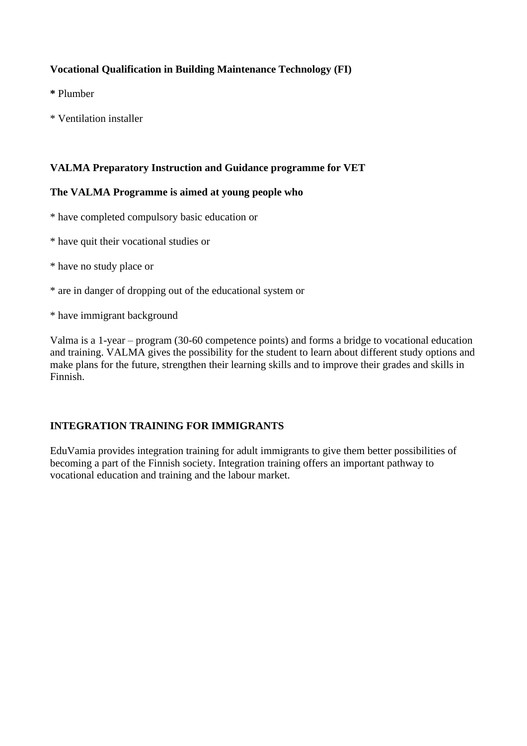**Vocational Qualification in Building Maintenance Technology (FI)**

**\*** Plumber

* Ventilation installer

**VALMA Preparatory Instruction and Guidance programme for VET**

**The VALMA Programme is aimed at young people who**

* have completed compulsory basic education or

* have quit their vocational studies or

* have no study place or

* are in danger of dropping out of the educational system or

* have immigrant background

Valma is a 1-year – program (30-60 competence points) and forms a bridge to vocational education and training. VALMA gives the possibility for the student to learn about different study options and make plans for the future, strengthen their learning skills and to improve their grades and skills in Finnish.

**INTEGRATION TRAINING FOR IMMIGRANTS**

EduVamia provides integration training for adult immigrants to give them better possibilities of becoming a part of the Finnish society. Integration training offers an important pathway to vocational education and training and the labour market.